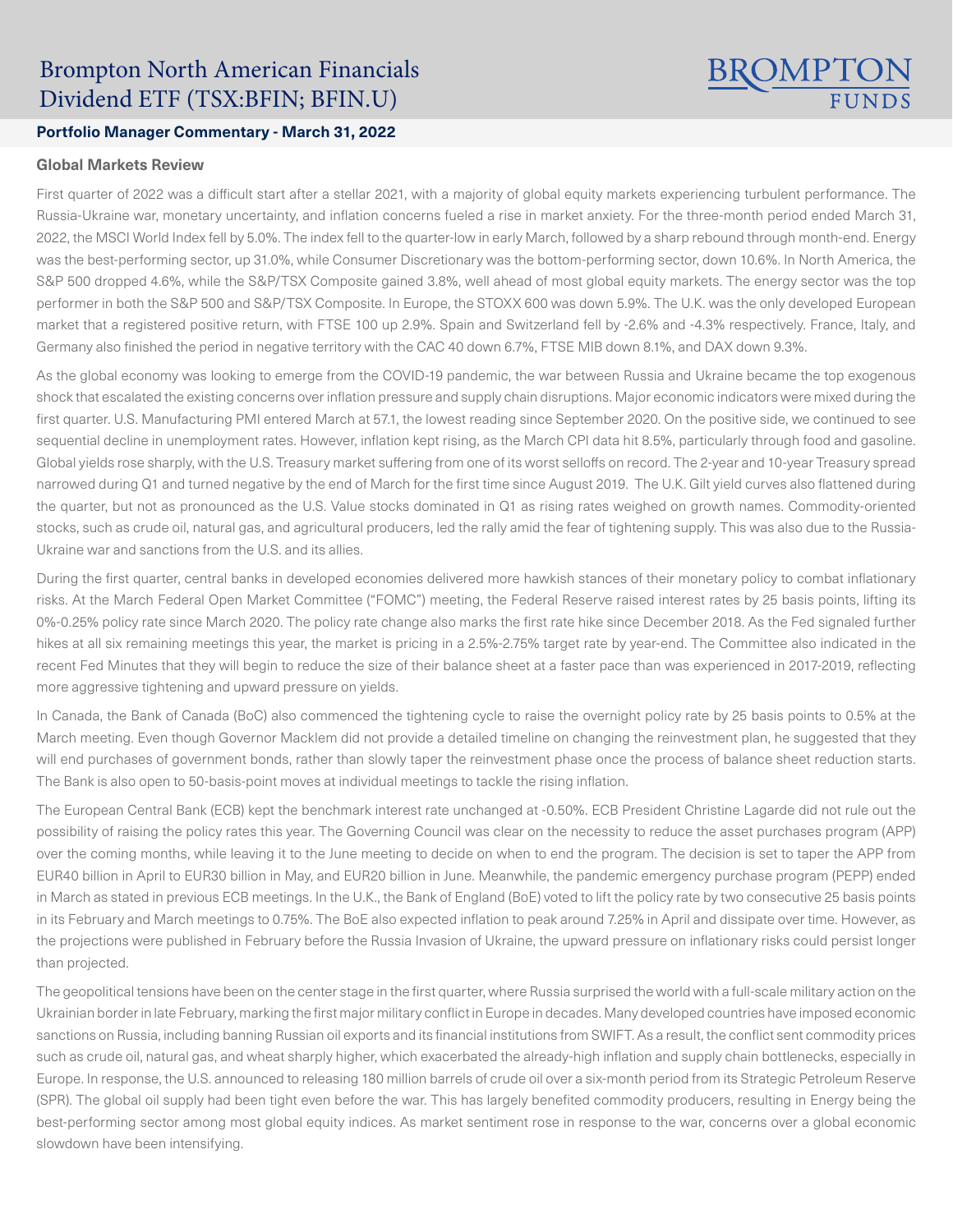# Brompton North American Financials Dividend ETF (TSX:BFIN; BFIN.U)

**Portfolio Manager Commentary - March 31, 2022**

## Global Markets Review

First quarter of 2022 was a difficult start after a stellar 2021, with a majority of global equity markets experiencing turbulent performance. The Russia-Ukraine war, monetary uncertainty, and inflation concerns fueled a rise in market anxiety. For the three-month period ended March 31, 2022, the MSCI World Index fell by 5.0%. The index fell to the quarter-low in early March, followed by a sharp rebound through month-end. Energy was the best-performing sector, up 31.0%, while Consumer Discretionary was the bottom-performing sector, down 10.6%. In North America, the S&P 500 dropped 4.6%, while the S&P/TSX Composite gained 3.8%, well ahead of most global equity markets. The energy sector was the top performer in both the S&P 500 and S&P/TSX Composite. In Europe, the STOXX 600 was down 5.9%. The U.K. was the only developed European market that a registered positive return, with FTSE 100 up 2.9%. Spain and Switzerland fell by -2.6% and -4.3% respectively. France, Italy, and Germany also finished the period in negative territory with the CAC 40 down 6.7%, FTSE MIB down 8.1%, and DAX down 9.3%.

As the global economy was looking to emerge from the COVID-19 pandemic, the war between Russia and Ukraine became the top exogenous shock that escalated the existing concerns over inflation pressure and supply chain disruptions. Major economic indicators were mixed during the first quarter. U.S. Manufacturing PMI entered March at 57.1, the lowest reading since September 2020. On the positive side, we continued to see sequential decline in unemployment rates. However, inflation kept rising, as the March CPI data hit 8.5%, particularly through food and gasoline. Global yields rose sharply, with the U.S. Treasury market suffering from one of its worst selloffs on record. The 2-year and 10-year Treasury spread narrowed during Q1 and turned negative by the end of March for the first time since August 2019. The U.K. Gilt yield curves also flattened during the quarter, but not as pronounced as the U.S. Value stocks dominated in Q1 as rising rates weighed on growth names. Commodity-oriented stocks, such as crude oil, natural gas, and agricultural producers, led the rally amid the fear of tightening supply. This was also due to the Russia-Ukraine war and sanctions from the U.S. and its allies.

During the first quarter, central banks in developed economies delivered more hawkish stances of their monetary policy to combat inflationary risks. At the March Federal Open Market Committee ("FOMC") meeting, the Federal Reserve raised interest rates by 25 basis points, lifting its 0%-0.25% policy rate since March 2020. The policy rate change also marks the first rate hike since December 2018. As the Fed signaled further hikes at all six remaining meetings this year, the market is pricing in a 2.5%-2.75% target rate by year-end. The Committee also indicated in the recent Fed Minutes that they will begin to reduce the size of their balance sheet at a faster pace than was experienced in 2017-2019, reflecting more aggressive tightening and upward pressure on yields.

In Canada, the Bank of Canada (BoC) also commenced the tightening cycle to raise the overnight policy rate by 25 basis points to 0.5% at the March meeting. Even though Governor Macklem did not provide a detailed timeline on changing the reinvestment plan, he suggested that they will end purchases of government bonds, rather than slowly taper the reinvestment phase once the process of balance sheet reduction starts. The Bank is also open to 50-basis-point moves at individual meetings to tackle the rising inflation.

The European Central Bank (ECB) kept the benchmark interest rate unchanged at -0.50%. ECB President Christine Lagarde did not rule out the possibility of raising the policy rates this year. The Governing Council was clear on the necessity to reduce the asset purchases program (APP) over the coming months, while leaving it to the June meeting to decide on when to end the program. The decision is set to taper the APP from EUR40 billion in April to EUR30 billion in May, and EUR20 billion in June. Meanwhile, the pandemic emergency purchase program (PEPP) ended in March as stated in previous ECB meetings. In the U.K., the Bank of England (BoE) voted to lift the policy rate by two consecutive 25 basis points in its February and March meetings to 0.75%. The BoE also expected inflation to peak around 7.25% in April and dissipate over time. However, as the projections were published in February before the Russia Invasion of Ukraine, the upward pressure on inflationary risks could persist longer than projected.

The geopolitical tensions have been on the center stage in the first quarter, where Russia surprised the world with a full-scale military action on the Ukrainian border in late February, marking the first major military conflict in Europe in decades. Many developed countries have imposed economic sanctions on Russia, including banning Russian oil exports and its financial institutions from SWIFT. As a result, the conflict sent commodity prices such as crude oil, natural gas, and wheat sharply higher, which exacerbated the already-high inflation and supply chain bottlenecks, especially in Europe. In response, the U.S. announced to releasing 180 million barrels of crude oil over a six-month period from its Strategic Petroleum Reserve (SPR). The global oil supply had been tight even before the war. This has largely benefited commodity producers, resulting in Energy being the best-performing sector among most global equity indices. As market sentiment rose in response to the war, concerns over a global economic slowdown have been intensifying.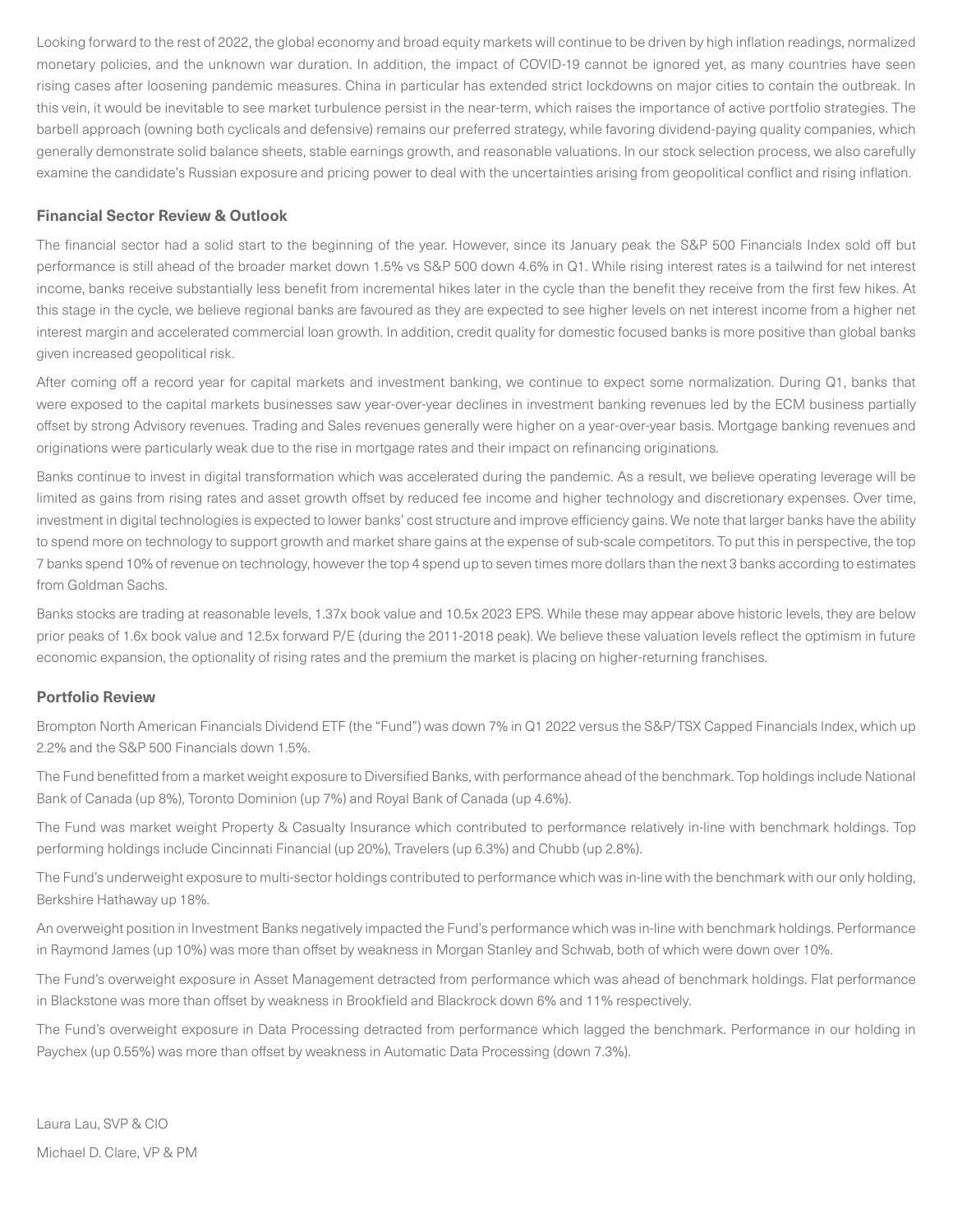Looking forward to the rest of 2022, the global economy and broad equity markets will continue to be driven by high inflation readings, normalized monetary policies, and the unknown war duration. In addition, the impact of COVID-19 cannot be ignored yet, as many countries have seen rising cases after loosening pandemic measures. China in particular has extended strict lockdowns on major cities to contain the outbreak. In this vein, it would be inevitable to see market turbulence persist in the near-term, which raises the importance of active portfolio strategies. The barbell approach (owning both cyclicals and defensive) remains our preferred strategy, while favoring dividend-paying quality companies, which generally demonstrate solid balance sheets, stable earnings growth, and reasonable valuations. In our stock selection process, we also carefully examine the candidate's Russian exposure and pricing power to deal with the uncertainties arising from geopolitical conflict and rising inflation.

### Financial Sector Review & Outlook

The financial sector had a solid start to the beginning of the year. However, since its January peak the S&P 500 Financials Index sold off but performance is still ahead of the broader market down 1.5% vs S&P 500 down 4.6% in Q1. While rising interest rates is a tailwind for net interest income, banks receive substantially less benefit from incremental hikes later in the cycle than the benefit they receive from the first few hikes. At this stage in the cycle, we believe regional banks are favoured as they are expected to see higher levels on net interest income from a higher net interest margin and accelerated commercial loan growth. In addition, credit quality for domestic focused banks is more positive than global banks given increased geopolitical risk.

After coming off a record year for capital markets and investment banking, we continue to expect some normalization. During Q1, banks that were exposed to the capital markets businesses saw year-over-year declines in investment banking revenues led by the ECM business partially offset by strong Advisory revenues. Trading and Sales revenues generally were higher on a year-over-year basis. Mortgage banking revenues and originations were particularly weak due to the rise in mortgage rates and their impact on refinancing originations.

Banks continue to invest in digital transformation which was accelerated during the pandemic. As a result, we believe operating leverage will be limited as gains from rising rates and asset growth offset by reduced fee income and higher technology and discretionary expenses. Over time, investment in digital technologies is expected to lower banks' cost structure and improve efficiency gains. We note that larger banks have the ability to spend more on technology to support growth and market share gains at the expense of sub-scale competitors. To put this in perspective, the top 7 banks spend 10% of revenue on technology, however the top 4 spend up to seven times more dollars than the next 3 banks according to estimates from Goldman Sachs.

Banks stocks are trading at reasonable levels, 1.37x book value and 10.5x 2023 EPS. While these may appear above historic levels, they are below prior peaks of 1.6x book value and 12.5x forward P/E (during the 2011-2018 peak). We believe these valuation levels reflect the optimism in future economic expansion, the optionality of rising rates and the premium the market is placing on higher-returning franchises.

### Portfolio Review

Brompton North American Financials Dividend ETF (the "Fund") was down 7% in Q1 2022 versus the S&P/TSX Capped Financials Index, which up 2.2% and the S&P 500 Financials down 1.5%.

The Fund benefitted from a market weight exposure to Diversified Banks, with performance ahead of the benchmark. Top holdings include National Bank of Canada (up 8%), Toronto Dominion (up 7%) and Royal Bank of Canada (up 4.6%).

The Fund was market weight Property & Casualty Insurance which contributed to performance relatively in-line with benchmark holdings. Top performing holdings include Cincinnati Financial (up 20%), Travelers (up 6.3%) and Chubb (up 2.8%).

The Fund's underweight exposure to multi-sector holdings contributed to performance which was in-line with the benchmark with our only holding, Berkshire Hathaway up 18%.

An overweight position in Investment Banks negatively impacted the Fund's performance which was in-line with benchmark holdings. Performance in Raymond James (up 10%) was more than offset by weakness in Morgan Stanley and Schwab, both of which were down over 10%.

The Fund's overweight exposure in Asset Management detracted from performance which was ahead of benchmark holdings. Flat performance in Blackstone was more than offset by weakness in Brookfield and Blackrock down 6% and 11% respectively.

The Fund's overweight exposure in Data Processing detracted from performance which lagged the benchmark. Performance in our holding in Paychex (up 0.55%) was more than offset by weakness in Automatic Data Processing (down 7.3%).

Laura Lau, SVP & CIO

Michael D. Clare, VP & PM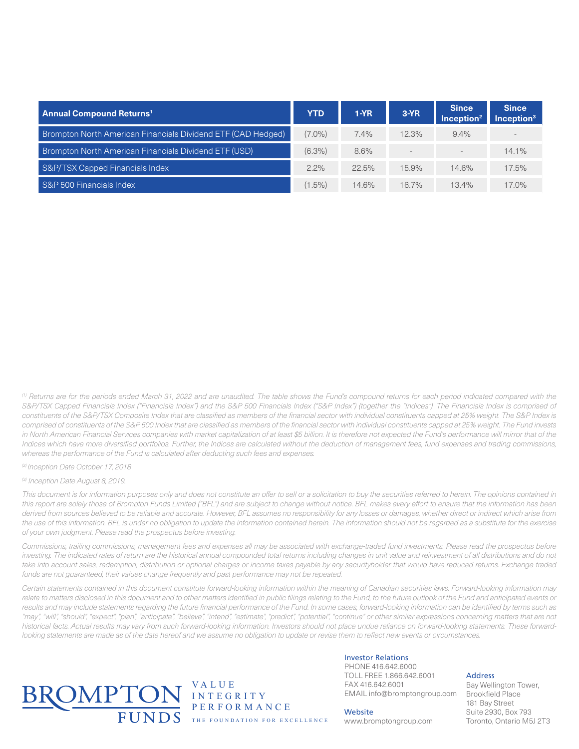| Annual Compound Returns[1] | YTD | 1-YR | 3-YR | Since Inception[2] | Since Inception[3] |
|---|---|---|---|---|---|
| Brompton North American Financials Dividend ETF (CAD Hedged) | (7.0%) | 7.4% | 12.3% | 9.4% | - |
| Brompton North American Financials Dividend ETF (USD) | (6.3%) | 8.6% | - | - | 14.1% |
| S&P/TSX Capped Financials Index | 2.2% | 22.5% | 15.9% | 14.6% | 17.5% |
| S&P 500 Financials Index | (1.5%) | 14.6% | 16.7% | 13.4% | 17.0% |

*[1] Returns are for the periods ended March 31, 2022 and are unaudited. The table shows the Fund's compound returns for each period indicated compared with the S&P/TSX Capped Financials Index ("Financials Index") and the S&P 500 Financials Index ("S&P Index") (together the "Indices"). The Financials Index is comprised of constituents of the S&P/TSX Composite Index that are classified as members of the financial sector with individual constituents capped at 25% weight. The S&P Index is comprised of constituents of the S&P 500 Index that are classified as members of the financial sector with individual constituents capped at 25% weight. The Fund invests in North American Financial Services companies with market capitalization of at least $5 billion. It is therefore not expected the Fund's performance will mirror that of the Indices which have more diversified portfolios. Further, the Indices are calculated without the deduction of management fees, fund expenses and trading commissions, whereas the performance of the Fund is calculated after deducting such fees and expenses.*

*[2] Inception Date October 17, 2018*

*[3] Inception Date August 8, 2019.*

*This document is for information purposes only and does not constitute an offer to sell or a solicitation to buy the securities referred to herein. The opinions contained in this report are solely those of Brompton Funds Limited ("BFL") and are subject to change without notice. BFL makes every effort to ensure that the information has been derived from sources believed to be reliable and accurate. However, BFL assumes no responsibility for any losses or damages, whether direct or indirect which arise from the use of this information. BFL is under no obligation to update the information contained herein. The information should not be regarded as a substitute for the exercise of your own judgment. Please read the prospectus before investing.*

*Commissions, trailing commissions, management fees and expenses all may be associated with exchange-traded fund investments. Please read the prospectus before investing. The indicated rates of return are the historical annual compounded total returns including changes in unit value and reinvestment of all distributions and do not take into account sales, redemption, distribution or optional charges or income taxes payable by any securityholder that would have reduced returns. Exchange-traded funds are not guaranteed, their values change frequently and past performance may not be repeated.*

*Certain statements contained in this document constitute forward-looking information within the meaning of Canadian securities laws. Forward-looking information may relate to matters disclosed in this document and to other matters identified in public filings relating to the Fund, to the future outlook of the Fund and anticipated events or results and may include statements regarding the future financial performance of the Fund. In some cases, forward-looking information can be identified by terms such as "may", "will", "should", "expect", "plan", "anticipate", "believe", "intend", "estimate", "predict", "potential", "continue" or other similar expressions concerning matters that are not historical facts. Actual results may vary from such forward-looking information. Investors should not place undue reliance on forward-looking statements. These forward-looking statements are made as of the date hereof and we assume no obligation to update or revise them to reflect new events or circumstances.*

BROMPTON FUNDS

VALUE
INTEGRITY
PERFORMANCE
THE FOUNDATION FOR EXCELLENCE

**Investor Relations**
PHONE 416.642.6000
TOLL FREE 1.866.642.6001
FAX 416.642.6001
EMAIL info@bromptongroup.com

**Website**
www.bromptongroup.com

**Address**
Bay Wellington Tower,
Brookfield Place
181 Bay Street
Suite 2930, Box 793
Toronto, Ontario M5J 2T3